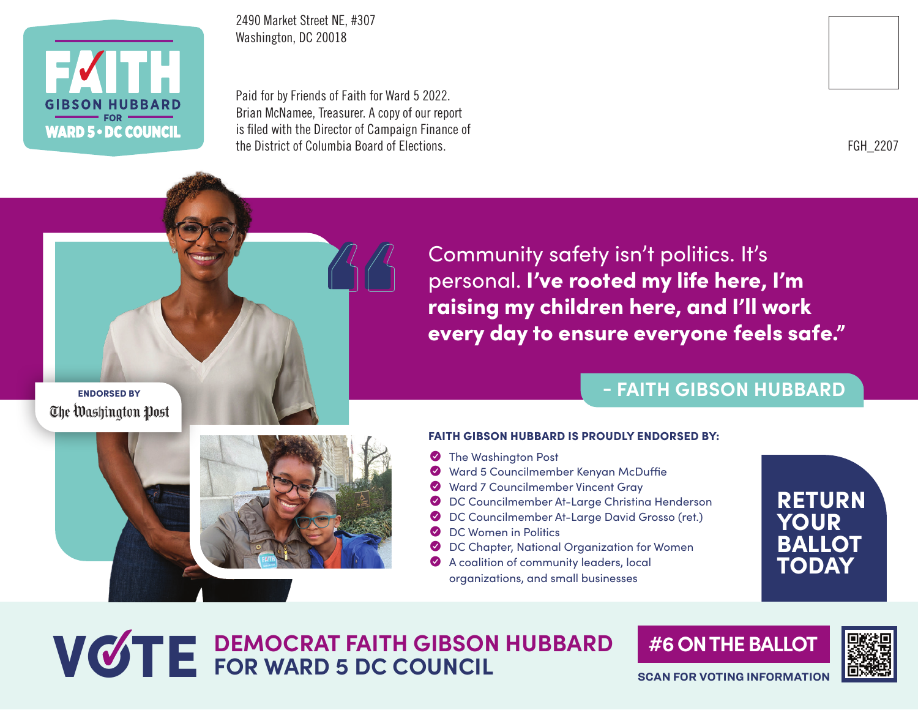# FAITH GIBSON HUBBARD FOR WARD 5 • DC COUNCIL

2490 Market Street NE, #307
Washington, DC 20018

Paid for by Friends of Faith for Ward 5 2022. Brian McNamee, Treasurer. A copy of our report is filed with the Director of Campaign Finance of the District of Columbia Board of Elections.

FGH_2207

ENDORSED BY The Washington Post

"Community safety isn't politics. It's personal. **I've rooted my life here, I'm raising my children here, and I'll work every day to ensure everyone feels safe."**

**- FAITH GIBSON HUBBARD**

**FAITH GIBSON HUBBARD IS PROUDLY ENDORSED BY:**

- The Washington Post
- Ward 5 Councilmember Kenyan McDuffie
- Ward 7 Councilmember Vincent Gray
- DC Councilmember At-Large Christina Henderson
- DC Councilmember At-Large David Grosso (ret.)
- DC Women in Politics
- DC Chapter, National Organization for Women
- A coalition of community leaders, local organizations, and small businesses

**RETURN YOUR BALLOT TODAY**

## VOTE DEMOCRAT FAITH GIBSON HUBBARD FOR WARD 5 DC COUNCIL

**#6 ON THE BALLOT**

**SCAN FOR VOTING INFORMATION**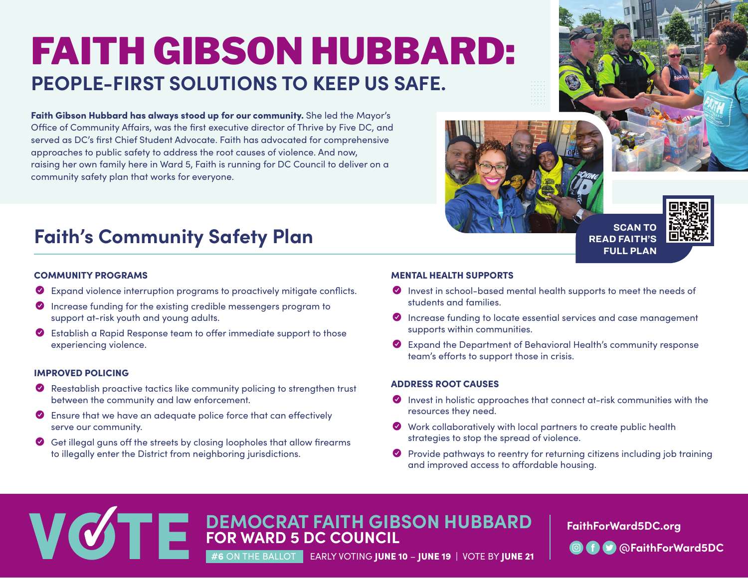# FAITH GIBSON HUBBARD:

## PEOPLE-FIRST SOLUTIONS TO KEEP US SAFE.

**Faith Gibson Hubbard has always stood up for our community.** She led the Mayor's Office of Community Affairs, was the first executive director of Thrive by Five DC, and served as DC's first Chief Student Advocate. Faith has advocated for comprehensive approaches to public safety to address the root causes of violence. And now, raising her own family here in Ward 5, Faith is running for DC Council to deliver on a community safety plan that works for everyone.

SCAN TO READ FAITH'S FULL PLAN

## Faith's Community Safety Plan

### COMMUNITY PROGRAMS

- Expand violence interruption programs to proactively mitigate conflicts.
- Increase funding for the existing credible messengers program to support at-risk youth and young adults.
- Establish a Rapid Response team to offer immediate support to those experiencing violence.

### IMPROVED POLICING

- Reestablish proactive tactics like community policing to strengthen trust between the community and law enforcement.
- Ensure that we have an adequate police force that can effectively serve our community.
- Get illegal guns off the streets by closing loopholes that allow firearms to illegally enter the District from neighboring jurisdictions.

### MENTAL HEALTH SUPPORTS

- Invest in school-based mental health supports to meet the needs of students and families.
- Increase funding to locate essential services and case management supports within communities.
- Expand the Department of Behavioral Health's community response team's efforts to support those in crisis.

### ADDRESS ROOT CAUSES

- Invest in holistic approaches that connect at-risk communities with the resources they need.
- Work collaboratively with local partners to create public health strategies to stop the spread of violence.
- Provide pathways to reentry for returning citizens including job training and improved access to affordable housing.

**VOTE**

**DEMOCRAT FAITH GIBSON HUBBARD FOR WARD 5 DC COUNCIL**

**#6** ON THE BALLOT | EARLY VOTING **JUNE 10** – **JUNE 19** | VOTE BY **JUNE 21**

**FaithForWard5DC.org**

**@FaithForWard5DC**